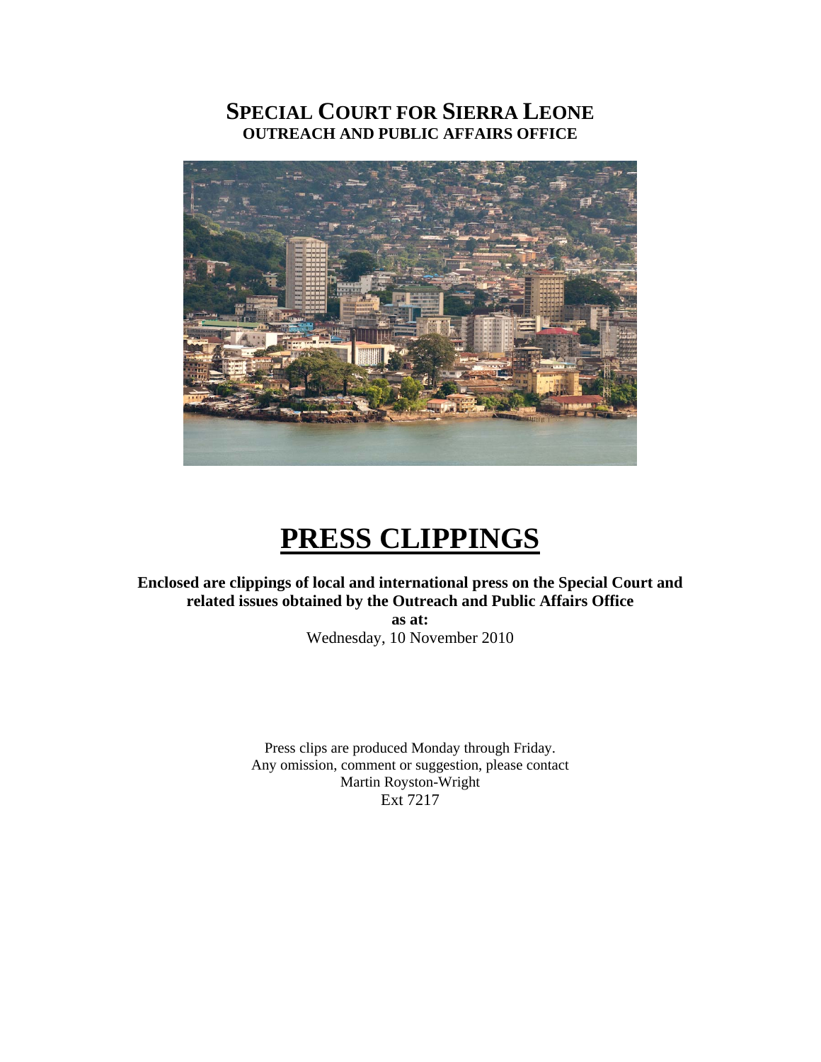# SPECIAL COURT FOR SIERRA LEONE
## OUTREACH AND PUBLIC AFFAIRS OFFICE

# PRESS CLIPPINGS

**Enclosed are clippings of local and international press on the Special Court and related issues obtained by the Outreach and Public Affairs Office**

**as at:**

Wednesday, 10 November 2010

Press clips are produced Monday through Friday.
Any omission, comment or suggestion, please contact
Martin Royston-Wright
Ext 7217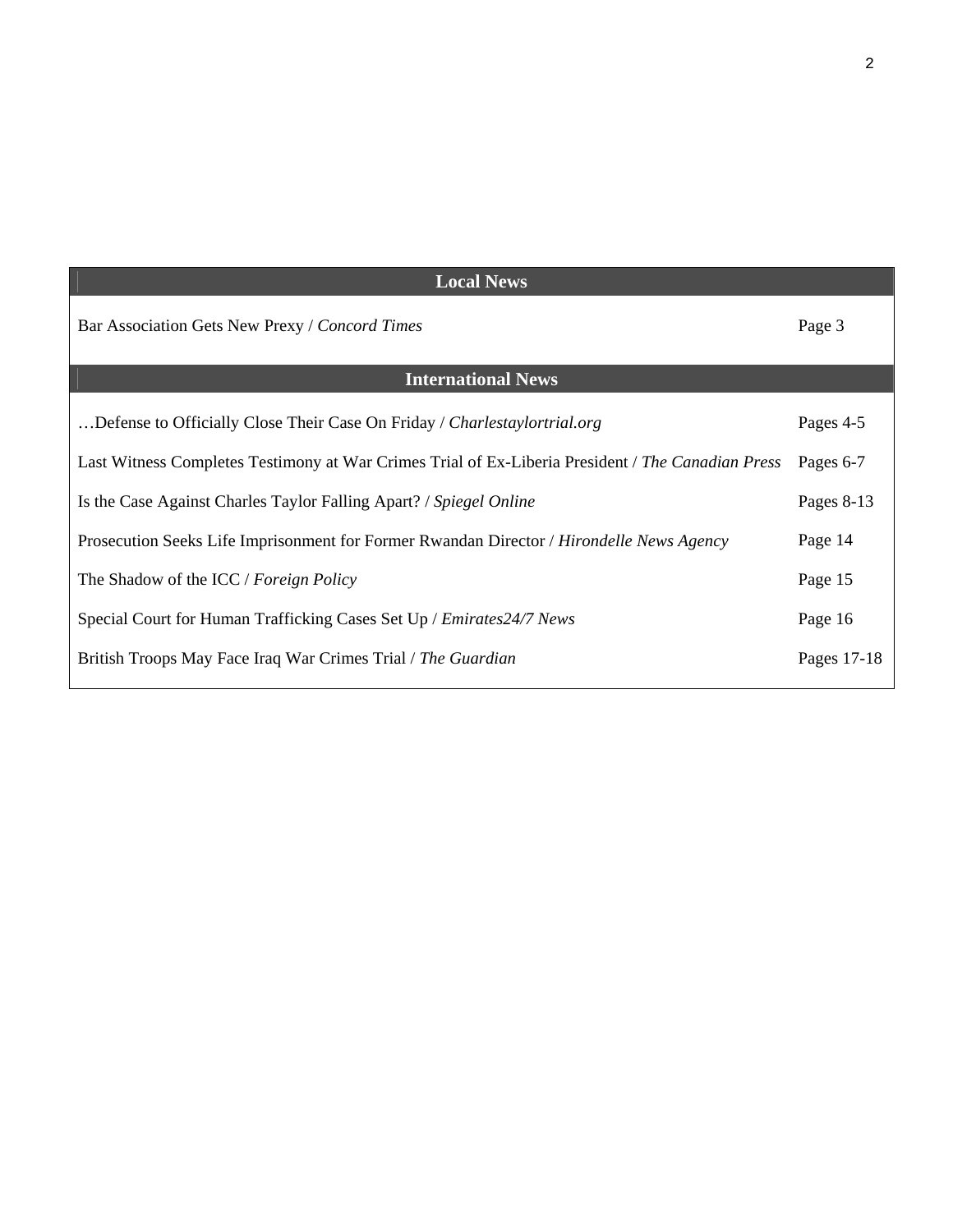| Local News | |
| --- | --- |
| Bar Association Gets New Prexy / *Concord Times* | Page 3 |
| **International News** | |
| …Defense to Officially Close Their Case On Friday / *Charlestaylortrial.org* | Pages 4-5 |
| Last Witness Completes Testimony at War Crimes Trial of Ex-Liberia President / *The Canadian Press* | Pages 6-7 |
| Is the Case Against Charles Taylor Falling Apart? / *Spiegel Online* | Pages 8-13 |
| Prosecution Seeks Life Imprisonment for Former Rwandan Director / *Hirondelle News Agency* | Page 14 |
| The Shadow of the ICC / *Foreign Policy* | Page 15 |
| Special Court for Human Trafficking Cases Set Up / *Emirates24/7 News* | Page 16 |
| British Troops May Face Iraq War Crimes Trial / *The Guardian* | Pages 17-18 |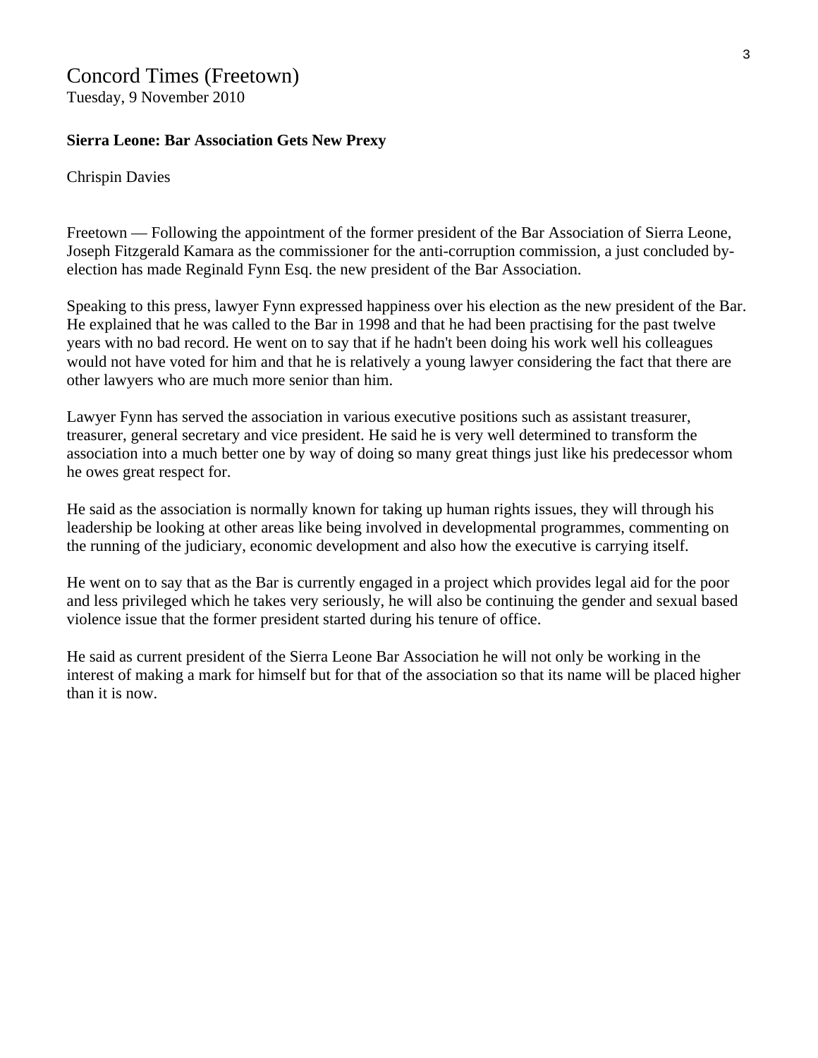# Concord Times (Freetown)

Tuesday, 9 November 2010

**Sierra Leone: Bar Association Gets New Prexy**

Chrispin Davies

Freetown — Following the appointment of the former president of the Bar Association of Sierra Leone, Joseph Fitzgerald Kamara as the commissioner for the anti-corruption commission, a just concluded by-election has made Reginald Fynn Esq. the new president of the Bar Association.

Speaking to this press, lawyer Fynn expressed happiness over his election as the new president of the Bar. He explained that he was called to the Bar in 1998 and that he had been practising for the past twelve years with no bad record. He went on to say that if he hadn't been doing his work well his colleagues would not have voted for him and that he is relatively a young lawyer considering the fact that there are other lawyers who are much more senior than him.

Lawyer Fynn has served the association in various executive positions such as assistant treasurer, treasurer, general secretary and vice president. He said he is very well determined to transform the association into a much better one by way of doing so many great things just like his predecessor whom he owes great respect for.

He said as the association is normally known for taking up human rights issues, they will through his leadership be looking at other areas like being involved in developmental programmes, commenting on the running of the judiciary, economic development and also how the executive is carrying itself.

He went on to say that as the Bar is currently engaged in a project which provides legal aid for the poor and less privileged which he takes very seriously, he will also be continuing the gender and sexual based violence issue that the former president started during his tenure of office.

He said as current president of the Sierra Leone Bar Association he will not only be working in the interest of making a mark for himself but for that of the association so that its name will be placed higher than it is now.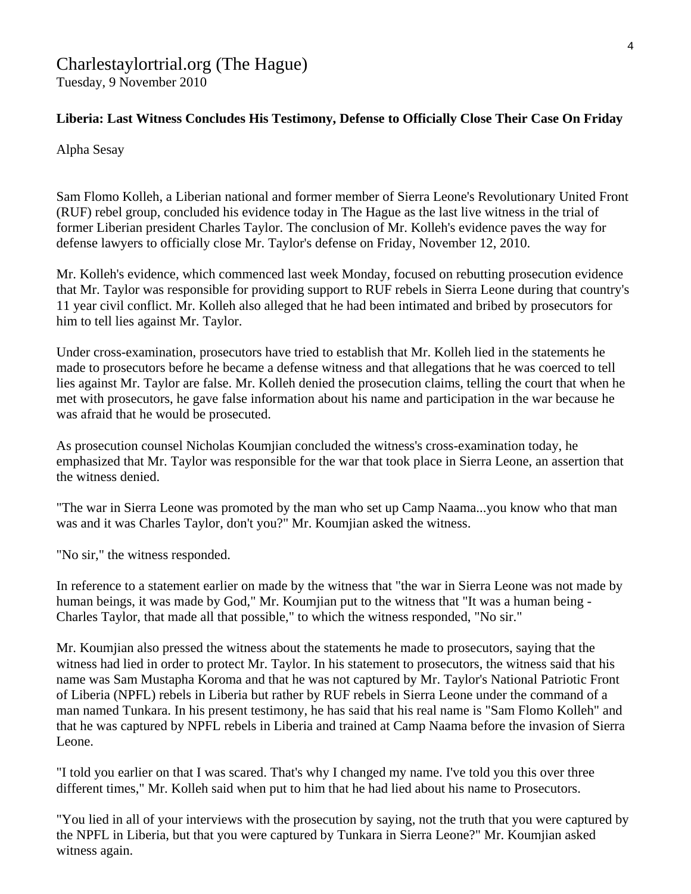Charlestaylortrial.org (The Hague)
Tuesday, 9 November 2010

**Liberia: Last Witness Concludes His Testimony, Defense to Officially Close Their Case On Friday**

Alpha Sesay

Sam Flomo Kolleh, a Liberian national and former member of Sierra Leone's Revolutionary United Front (RUF) rebel group, concluded his evidence today in The Hague as the last live witness in the trial of former Liberian president Charles Taylor. The conclusion of Mr. Kolleh's evidence paves the way for defense lawyers to officially close Mr. Taylor's defense on Friday, November 12, 2010.

Mr. Kolleh's evidence, which commenced last week Monday, focused on rebutting prosecution evidence that Mr. Taylor was responsible for providing support to RUF rebels in Sierra Leone during that country's 11 year civil conflict. Mr. Kolleh also alleged that he had been intimated and bribed by prosecutors for him to tell lies against Mr. Taylor.

Under cross-examination, prosecutors have tried to establish that Mr. Kolleh lied in the statements he made to prosecutors before he became a defense witness and that allegations that he was coerced to tell lies against Mr. Taylor are false. Mr. Kolleh denied the prosecution claims, telling the court that when he met with prosecutors, he gave false information about his name and participation in the war because he was afraid that he would be prosecuted.

As prosecution counsel Nicholas Koumjian concluded the witness's cross-examination today, he emphasized that Mr. Taylor was responsible for the war that took place in Sierra Leone, an assertion that the witness denied.

"The war in Sierra Leone was promoted by the man who set up Camp Naama...you know who that man was and it was Charles Taylor, don't you?" Mr. Koumjian asked the witness.

"No sir," the witness responded.

In reference to a statement earlier on made by the witness that "the war in Sierra Leone was not made by human beings, it was made by God," Mr. Koumjian put to the witness that "It was a human being - Charles Taylor, that made all that possible," to which the witness responded, "No sir."

Mr. Koumjian also pressed the witness about the statements he made to prosecutors, saying that the witness had lied in order to protect Mr. Taylor. In his statement to prosecutors, the witness said that his name was Sam Mustapha Koroma and that he was not captured by Mr. Taylor's National Patriotic Front of Liberia (NPFL) rebels in Liberia but rather by RUF rebels in Sierra Leone under the command of a man named Tunkara. In his present testimony, he has said that his real name is "Sam Flomo Kolleh" and that he was captured by NPFL rebels in Liberia and trained at Camp Naama before the invasion of Sierra Leone.

"I told you earlier on that I was scared. That's why I changed my name. I've told you this over three different times," Mr. Kolleh said when put to him that he had lied about his name to Prosecutors.

"You lied in all of your interviews with the prosecution by saying, not the truth that you were captured by the NPFL in Liberia, but that you were captured by Tunkara in Sierra Leone?" Mr. Koumjian asked witness again.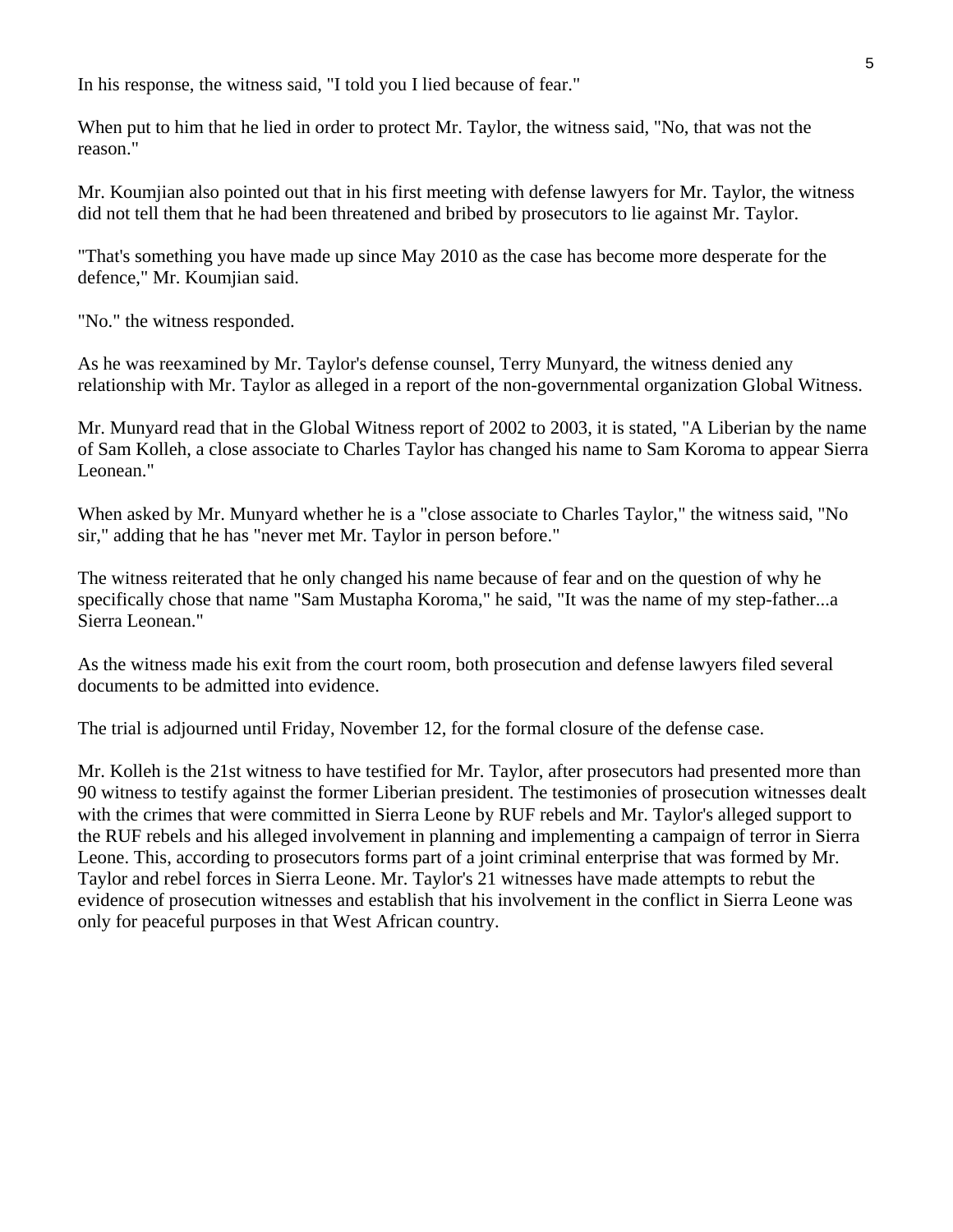In his response, the witness said, "I told you I lied because of fear."

When put to him that he lied in order to protect Mr. Taylor, the witness said, "No, that was not the reason."

Mr. Koumjian also pointed out that in his first meeting with defense lawyers for Mr. Taylor, the witness did not tell them that he had been threatened and bribed by prosecutors to lie against Mr. Taylor.

"That's something you have made up since May 2010 as the case has become more desperate for the defence," Mr. Koumjian said.

"No." the witness responded.

As he was reexamined by Mr. Taylor's defense counsel, Terry Munyard, the witness denied any relationship with Mr. Taylor as alleged in a report of the non-governmental organization Global Witness.

Mr. Munyard read that in the Global Witness report of 2002 to 2003, it is stated, "A Liberian by the name of Sam Kolleh, a close associate to Charles Taylor has changed his name to Sam Koroma to appear Sierra Leonean."

When asked by Mr. Munyard whether he is a "close associate to Charles Taylor," the witness said, "No sir," adding that he has "never met Mr. Taylor in person before."

The witness reiterated that he only changed his name because of fear and on the question of why he specifically chose that name "Sam Mustapha Koroma," he said, "It was the name of my step-father...a Sierra Leonean."

As the witness made his exit from the court room, both prosecution and defense lawyers filed several documents to be admitted into evidence.

The trial is adjourned until Friday, November 12, for the formal closure of the defense case.

Mr. Kolleh is the 21st witness to have testified for Mr. Taylor, after prosecutors had presented more than 90 witness to testify against the former Liberian president. The testimonies of prosecution witnesses dealt with the crimes that were committed in Sierra Leone by RUF rebels and Mr. Taylor's alleged support to the RUF rebels and his alleged involvement in planning and implementing a campaign of terror in Sierra Leone. This, according to prosecutors forms part of a joint criminal enterprise that was formed by Mr. Taylor and rebel forces in Sierra Leone. Mr. Taylor's 21 witnesses have made attempts to rebut the evidence of prosecution witnesses and establish that his involvement in the conflict in Sierra Leone was only for peaceful purposes in that West African country.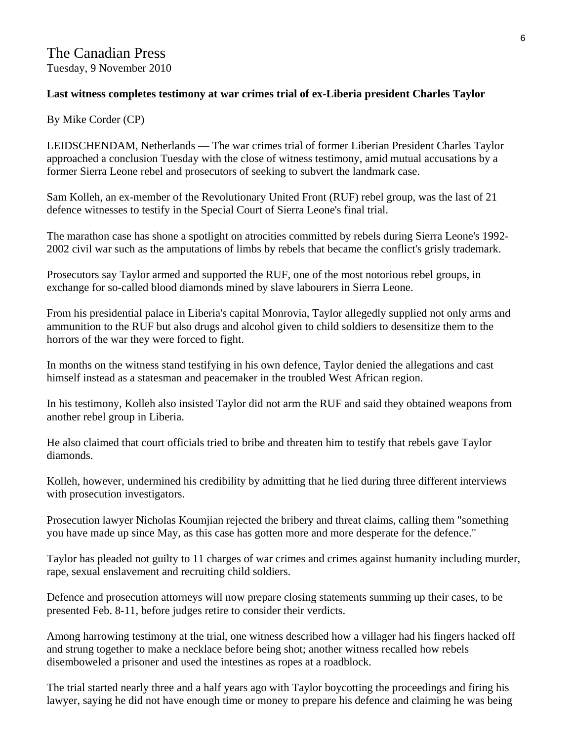# The Canadian Press

Tuesday, 9 November 2010

**Last witness completes testimony at war crimes trial of ex-Liberia president Charles Taylor**

By Mike Corder (CP)

LEIDSCHENDAM, Netherlands — The war crimes trial of former Liberian President Charles Taylor approached a conclusion Tuesday with the close of witness testimony, amid mutual accusations by a former Sierra Leone rebel and prosecutors of seeking to subvert the landmark case.

Sam Kolleh, an ex-member of the Revolutionary United Front (RUF) rebel group, was the last of 21 defence witnesses to testify in the Special Court of Sierra Leone's final trial.

The marathon case has shone a spotlight on atrocities committed by rebels during Sierra Leone's 1992-2002 civil war such as the amputations of limbs by rebels that became the conflict's grisly trademark.

Prosecutors say Taylor armed and supported the RUF, one of the most notorious rebel groups, in exchange for so-called blood diamonds mined by slave labourers in Sierra Leone.

From his presidential palace in Liberia's capital Monrovia, Taylor allegedly supplied not only arms and ammunition to the RUF but also drugs and alcohol given to child soldiers to desensitize them to the horrors of the war they were forced to fight.

In months on the witness stand testifying in his own defence, Taylor denied the allegations and cast himself instead as a statesman and peacemaker in the troubled West African region.

In his testimony, Kolleh also insisted Taylor did not arm the RUF and said they obtained weapons from another rebel group in Liberia.

He also claimed that court officials tried to bribe and threaten him to testify that rebels gave Taylor diamonds.

Kolleh, however, undermined his credibility by admitting that he lied during three different interviews with prosecution investigators.

Prosecution lawyer Nicholas Koumjian rejected the bribery and threat claims, calling them "something you have made up since May, as this case has gotten more and more desperate for the defence."

Taylor has pleaded not guilty to 11 charges of war crimes and crimes against humanity including murder, rape, sexual enslavement and recruiting child soldiers.

Defence and prosecution attorneys will now prepare closing statements summing up their cases, to be presented Feb. 8-11, before judges retire to consider their verdicts.

Among harrowing testimony at the trial, one witness described how a villager had his fingers hacked off and strung together to make a necklace before being shot; another witness recalled how rebels disemboweled a prisoner and used the intestines as ropes at a roadblock.

The trial started nearly three and a half years ago with Taylor boycotting the proceedings and firing his lawyer, saying he did not have enough time or money to prepare his defence and claiming he was being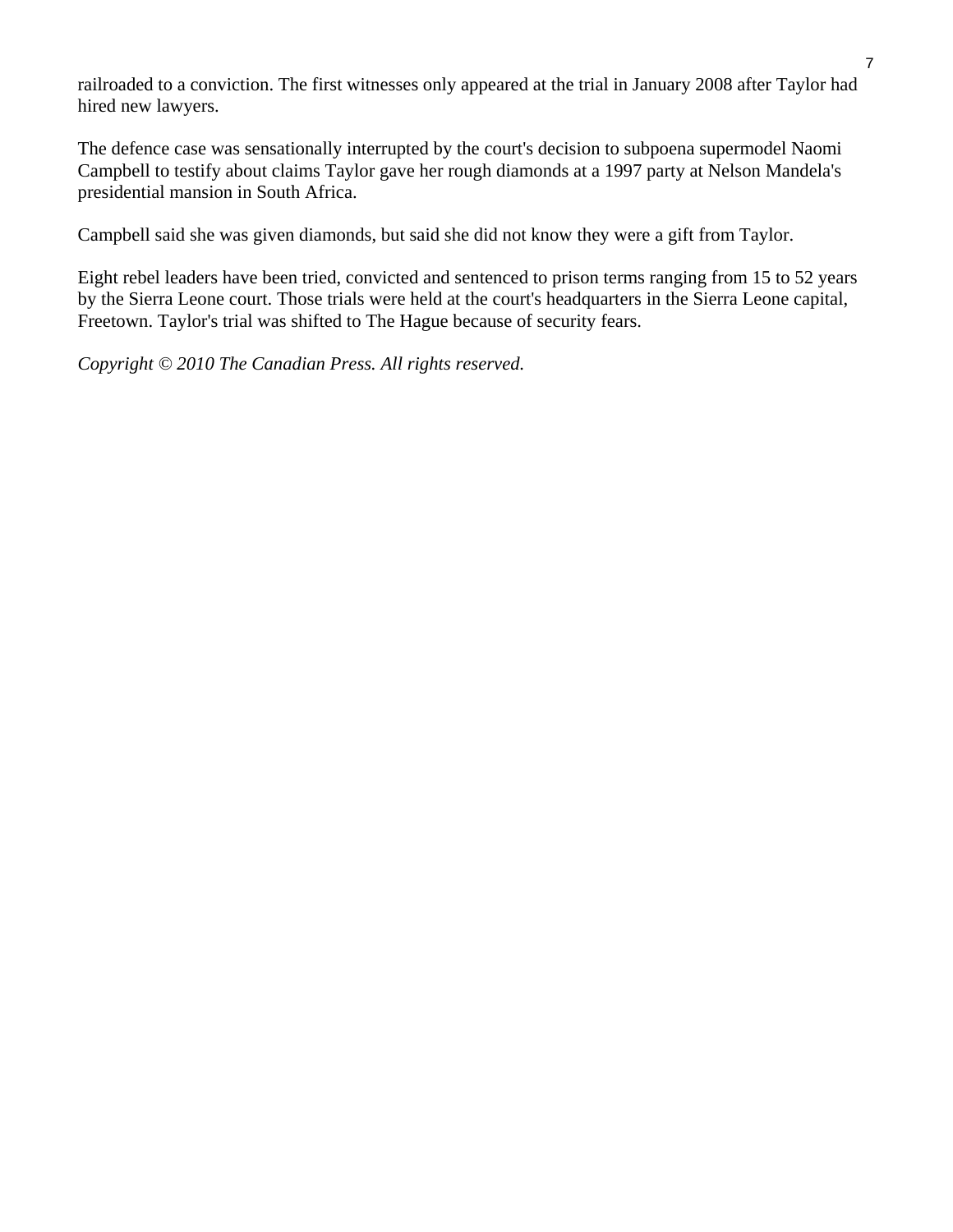railroaded to a conviction. The first witnesses only appeared at the trial in January 2008 after Taylor had hired new lawyers.

The defence case was sensationally interrupted by the court's decision to subpoena supermodel Naomi Campbell to testify about claims Taylor gave her rough diamonds at a 1997 party at Nelson Mandela's presidential mansion in South Africa.

Campbell said she was given diamonds, but said she did not know they were a gift from Taylor.

Eight rebel leaders have been tried, convicted and sentenced to prison terms ranging from 15 to 52 years by the Sierra Leone court. Those trials were held at the court's headquarters in the Sierra Leone capital, Freetown. Taylor's trial was shifted to The Hague because of security fears.

*Copyright © 2010 The Canadian Press. All rights reserved.*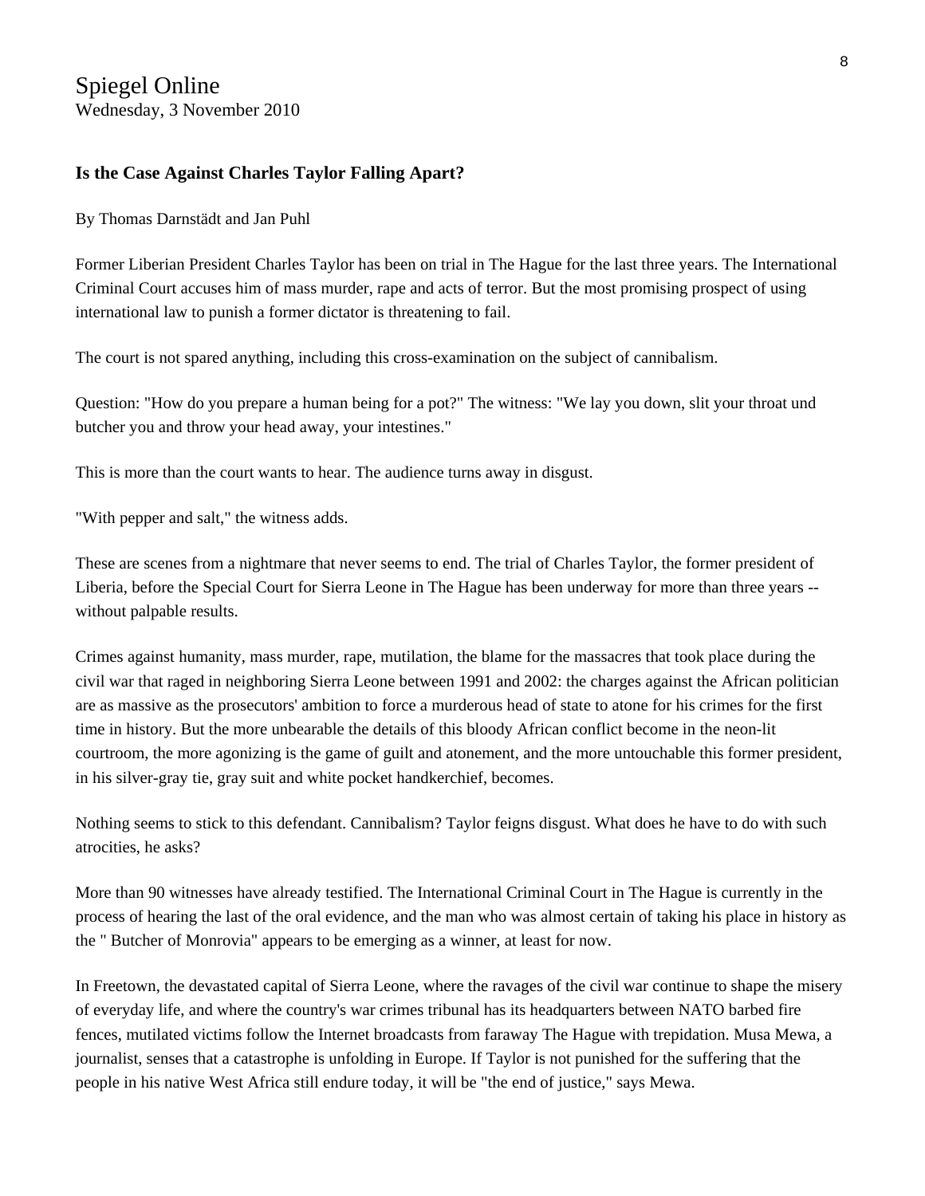Spiegel Online
Wednesday, 3 November 2010

**Is the Case Against Charles Taylor Falling Apart?**

By Thomas Darnstädt and Jan Puhl

Former Liberian President Charles Taylor has been on trial in The Hague for the last three years. The International Criminal Court accuses him of mass murder, rape and acts of terror. But the most promising prospect of using international law to punish a former dictator is threatening to fail.

The court is not spared anything, including this cross-examination on the subject of cannibalism.

Question: "How do you prepare a human being for a pot?" The witness: "We lay you down, slit your throat und butcher you and throw your head away, your intestines."

This is more than the court wants to hear. The audience turns away in disgust.

"With pepper and salt," the witness adds.

These are scenes from a nightmare that never seems to end. The trial of Charles Taylor, the former president of Liberia, before the Special Court for Sierra Leone in The Hague has been underway for more than three years -- without palpable results.

Crimes against humanity, mass murder, rape, mutilation, the blame for the massacres that took place during the civil war that raged in neighboring Sierra Leone between 1991 and 2002: the charges against the African politician are as massive as the prosecutors' ambition to force a murderous head of state to atone for his crimes for the first time in history. But the more unbearable the details of this bloody African conflict become in the neon-lit courtroom, the more agonizing is the game of guilt and atonement, and the more untouchable this former president, in his silver-gray tie, gray suit and white pocket handkerchief, becomes.

Nothing seems to stick to this defendant. Cannibalism? Taylor feigns disgust. What does he have to do with such atrocities, he asks?

More than 90 witnesses have already testified. The International Criminal Court in The Hague is currently in the process of hearing the last of the oral evidence, and the man who was almost certain of taking his place in history as the " Butcher of Monrovia" appears to be emerging as a winner, at least for now.

In Freetown, the devastated capital of Sierra Leone, where the ravages of the civil war continue to shape the misery of everyday life, and where the country's war crimes tribunal has its headquarters between NATO barbed fire fences, mutilated victims follow the Internet broadcasts from faraway The Hague with trepidation. Musa Mewa, a journalist, senses that a catastrophe is unfolding in Europe. If Taylor is not punished for the suffering that the people in his native West Africa still endure today, it will be "the end of justice," says Mewa.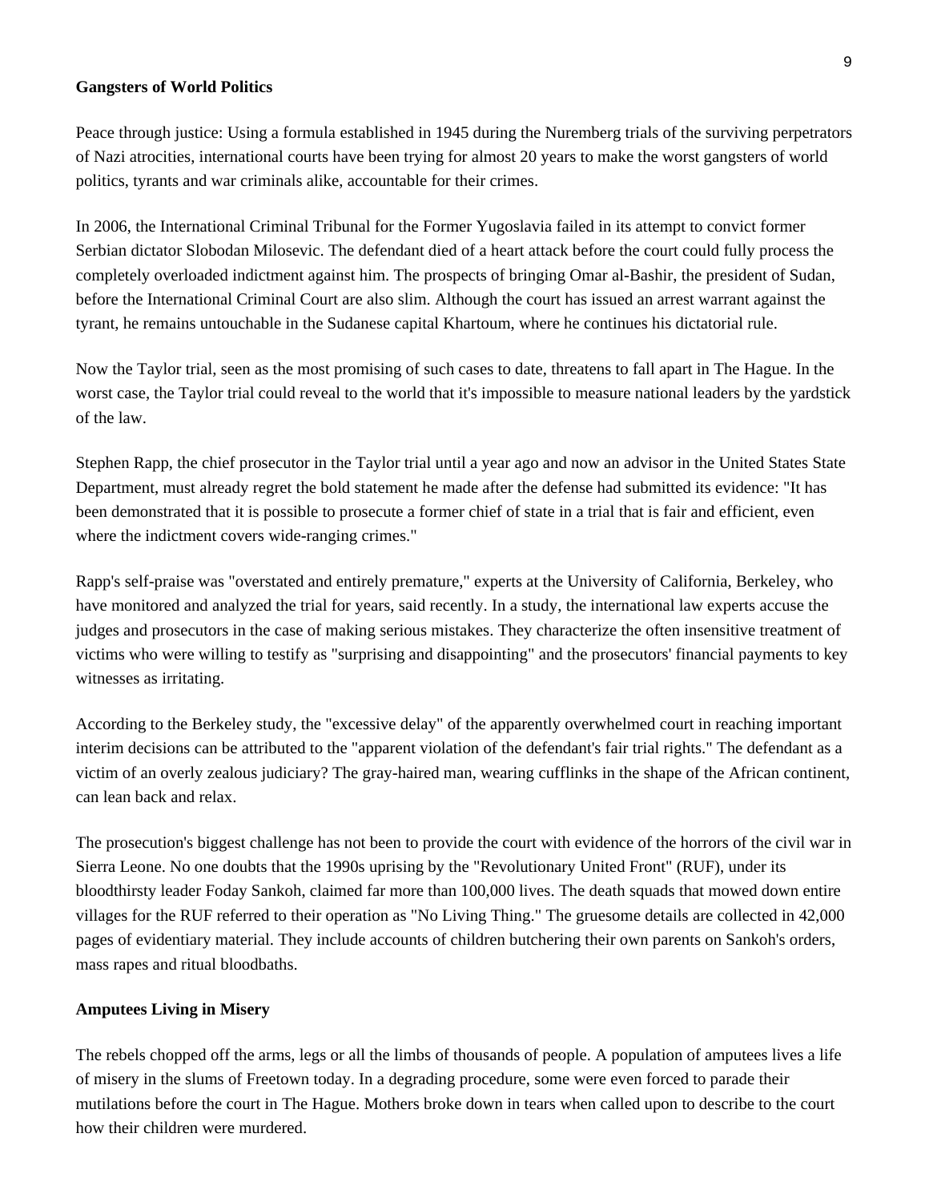## Gangsters of World Politics

Peace through justice: Using a formula established in 1945 during the Nuremberg trials of the surviving perpetrators of Nazi atrocities, international courts have been trying for almost 20 years to make the worst gangsters of world politics, tyrants and war criminals alike, accountable for their crimes.

In 2006, the International Criminal Tribunal for the Former Yugoslavia failed in its attempt to convict former Serbian dictator Slobodan Milosevic. The defendant died of a heart attack before the court could fully process the completely overloaded indictment against him. The prospects of bringing Omar al-Bashir, the president of Sudan, before the International Criminal Court are also slim. Although the court has issued an arrest warrant against the tyrant, he remains untouchable in the Sudanese capital Khartoum, where he continues his dictatorial rule.

Now the Taylor trial, seen as the most promising of such cases to date, threatens to fall apart in The Hague. In the worst case, the Taylor trial could reveal to the world that it's impossible to measure national leaders by the yardstick of the law.

Stephen Rapp, the chief prosecutor in the Taylor trial until a year ago and now an advisor in the United States State Department, must already regret the bold statement he made after the defense had submitted its evidence: "It has been demonstrated that it is possible to prosecute a former chief of state in a trial that is fair and efficient, even where the indictment covers wide-ranging crimes."

Rapp's self-praise was "overstated and entirely premature," experts at the University of California, Berkeley, who have monitored and analyzed the trial for years, said recently. In a study, the international law experts accuse the judges and prosecutors in the case of making serious mistakes. They characterize the often insensitive treatment of victims who were willing to testify as "surprising and disappointing" and the prosecutors' financial payments to key witnesses as irritating.

According to the Berkeley study, the "excessive delay" of the apparently overwhelmed court in reaching important interim decisions can be attributed to the "apparent violation of the defendant's fair trial rights." The defendant as a victim of an overly zealous judiciary? The gray-haired man, wearing cufflinks in the shape of the African continent, can lean back and relax.

The prosecution's biggest challenge has not been to provide the court with evidence of the horrors of the civil war in Sierra Leone. No one doubts that the 1990s uprising by the "Revolutionary United Front" (RUF), under its bloodthirsty leader Foday Sankoh, claimed far more than 100,000 lives. The death squads that mowed down entire villages for the RUF referred to their operation as "No Living Thing." The gruesome details are collected in 42,000 pages of evidentiary material. They include accounts of children butchering their own parents on Sankoh's orders, mass rapes and ritual bloodbaths.

## Amputees Living in Misery

The rebels chopped off the arms, legs or all the limbs of thousands of people. A population of amputees lives a life of misery in the slums of Freetown today. In a degrading procedure, some were even forced to parade their mutilations before the court in The Hague. Mothers broke down in tears when called upon to describe to the court how their children were murdered.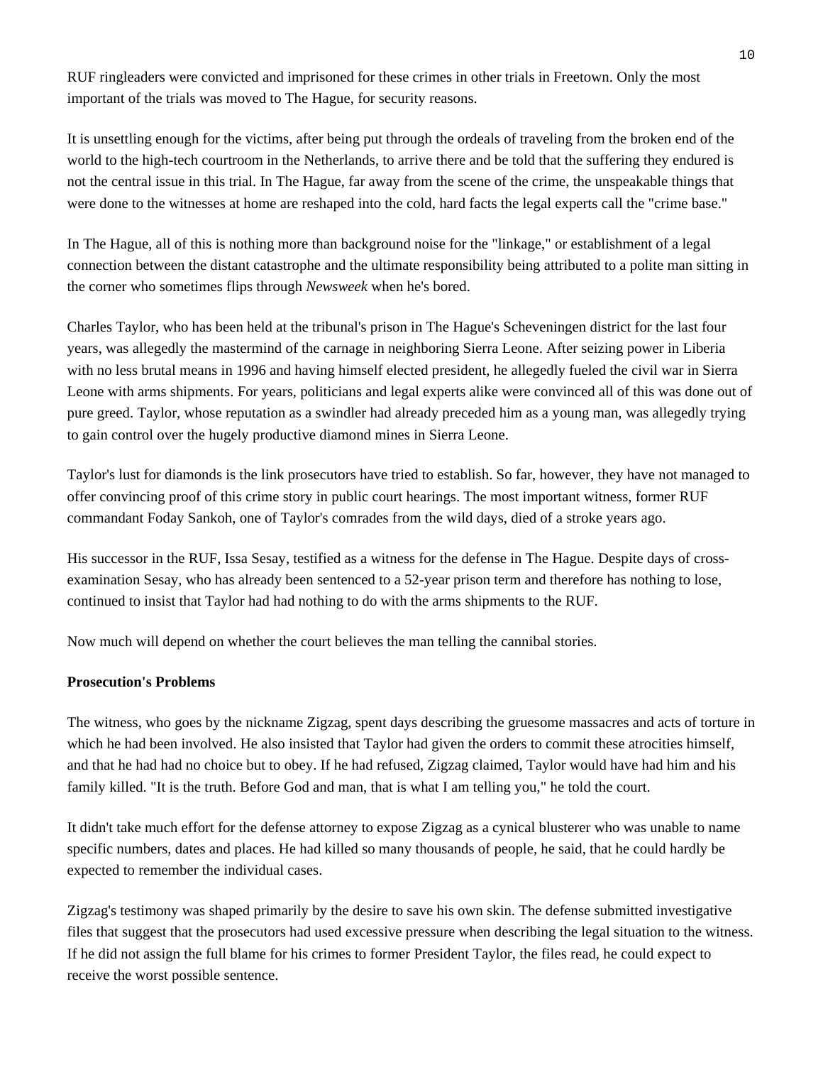RUF ringleaders were convicted and imprisoned for these crimes in other trials in Freetown. Only the most important of the trials was moved to The Hague, for security reasons.

It is unsettling enough for the victims, after being put through the ordeals of traveling from the broken end of the world to the high-tech courtroom in the Netherlands, to arrive there and be told that the suffering they endured is not the central issue in this trial. In The Hague, far away from the scene of the crime, the unspeakable things that were done to the witnesses at home are reshaped into the cold, hard facts the legal experts call the "crime base."

In The Hague, all of this is nothing more than background noise for the "linkage," or establishment of a legal connection between the distant catastrophe and the ultimate responsibility being attributed to a polite man sitting in the corner who sometimes flips through *Newsweek* when he's bored.

Charles Taylor, who has been held at the tribunal's prison in The Hague's Scheveningen district for the last four years, was allegedly the mastermind of the carnage in neighboring Sierra Leone. After seizing power in Liberia with no less brutal means in 1996 and having himself elected president, he allegedly fueled the civil war in Sierra Leone with arms shipments. For years, politicians and legal experts alike were convinced all of this was done out of pure greed. Taylor, whose reputation as a swindler had already preceded him as a young man, was allegedly trying to gain control over the hugely productive diamond mines in Sierra Leone.

Taylor's lust for diamonds is the link prosecutors have tried to establish. So far, however, they have not managed to offer convincing proof of this crime story in public court hearings. The most important witness, former RUF commandant Foday Sankoh, one of Taylor's comrades from the wild days, died of a stroke years ago.

His successor in the RUF, Issa Sesay, testified as a witness for the defense in The Hague. Despite days of cross-examination Sesay, who has already been sentenced to a 52-year prison term and therefore has nothing to lose, continued to insist that Taylor had had nothing to do with the arms shipments to the RUF.

Now much will depend on whether the court believes the man telling the cannibal stories.

**Prosecution's Problems**

The witness, who goes by the nickname Zigzag, spent days describing the gruesome massacres and acts of torture in which he had been involved. He also insisted that Taylor had given the orders to commit these atrocities himself, and that he had had no choice but to obey. If he had refused, Zigzag claimed, Taylor would have had him and his family killed. "It is the truth. Before God and man, that is what I am telling you," he told the court.

It didn't take much effort for the defense attorney to expose Zigzag as a cynical blusterer who was unable to name specific numbers, dates and places. He had killed so many thousands of people, he said, that he could hardly be expected to remember the individual cases.

Zigzag's testimony was shaped primarily by the desire to save his own skin. The defense submitted investigative files that suggest that the prosecutors had used excessive pressure when describing the legal situation to the witness. If he did not assign the full blame for his crimes to former President Taylor, the files read, he could expect to receive the worst possible sentence.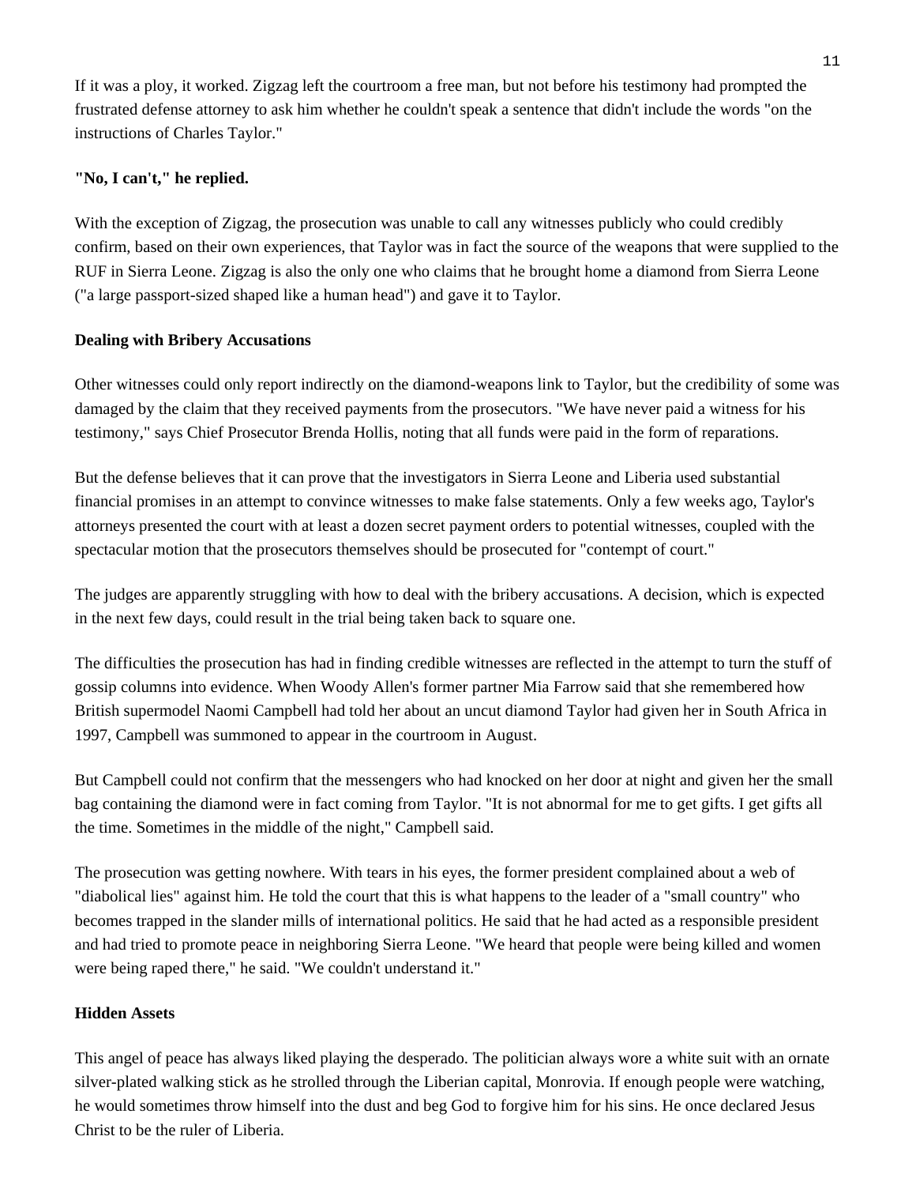If it was a ploy, it worked. Zigzag left the courtroom a free man, but not before his testimony had prompted the frustrated defense attorney to ask him whether he couldn't speak a sentence that didn't include the words "on the instructions of Charles Taylor."

**"No, I can't," he replied.**

With the exception of Zigzag, the prosecution was unable to call any witnesses publicly who could credibly confirm, based on their own experiences, that Taylor was in fact the source of the weapons that were supplied to the RUF in Sierra Leone. Zigzag is also the only one who claims that he brought home a diamond from Sierra Leone ("a large passport-sized shaped like a human head") and gave it to Taylor.

**Dealing with Bribery Accusations**

Other witnesses could only report indirectly on the diamond-weapons link to Taylor, but the credibility of some was damaged by the claim that they received payments from the prosecutors. "We have never paid a witness for his testimony," says Chief Prosecutor Brenda Hollis, noting that all funds were paid in the form of reparations.

But the defense believes that it can prove that the investigators in Sierra Leone and Liberia used substantial financial promises in an attempt to convince witnesses to make false statements. Only a few weeks ago, Taylor's attorneys presented the court with at least a dozen secret payment orders to potential witnesses, coupled with the spectacular motion that the prosecutors themselves should be prosecuted for "contempt of court."

The judges are apparently struggling with how to deal with the bribery accusations. A decision, which is expected in the next few days, could result in the trial being taken back to square one.

The difficulties the prosecution has had in finding credible witnesses are reflected in the attempt to turn the stuff of gossip columns into evidence. When Woody Allen's former partner Mia Farrow said that she remembered how British supermodel Naomi Campbell had told her about an uncut diamond Taylor had given her in South Africa in 1997, Campbell was summoned to appear in the courtroom in August.

But Campbell could not confirm that the messengers who had knocked on her door at night and given her the small bag containing the diamond were in fact coming from Taylor. "It is not abnormal for me to get gifts. I get gifts all the time. Sometimes in the middle of the night," Campbell said.

The prosecution was getting nowhere. With tears in his eyes, the former president complained about a web of "diabolical lies" against him. He told the court that this is what happens to the leader of a "small country" who becomes trapped in the slander mills of international politics. He said that he had acted as a responsible president and had tried to promote peace in neighboring Sierra Leone. "We heard that people were being killed and women were being raped there," he said. "We couldn't understand it."

**Hidden Assets**

This angel of peace has always liked playing the desperado. The politician always wore a white suit with an ornate silver-plated walking stick as he strolled through the Liberian capital, Monrovia. If enough people were watching, he would sometimes throw himself into the dust and beg God to forgive him for his sins. He once declared Jesus Christ to be the ruler of Liberia.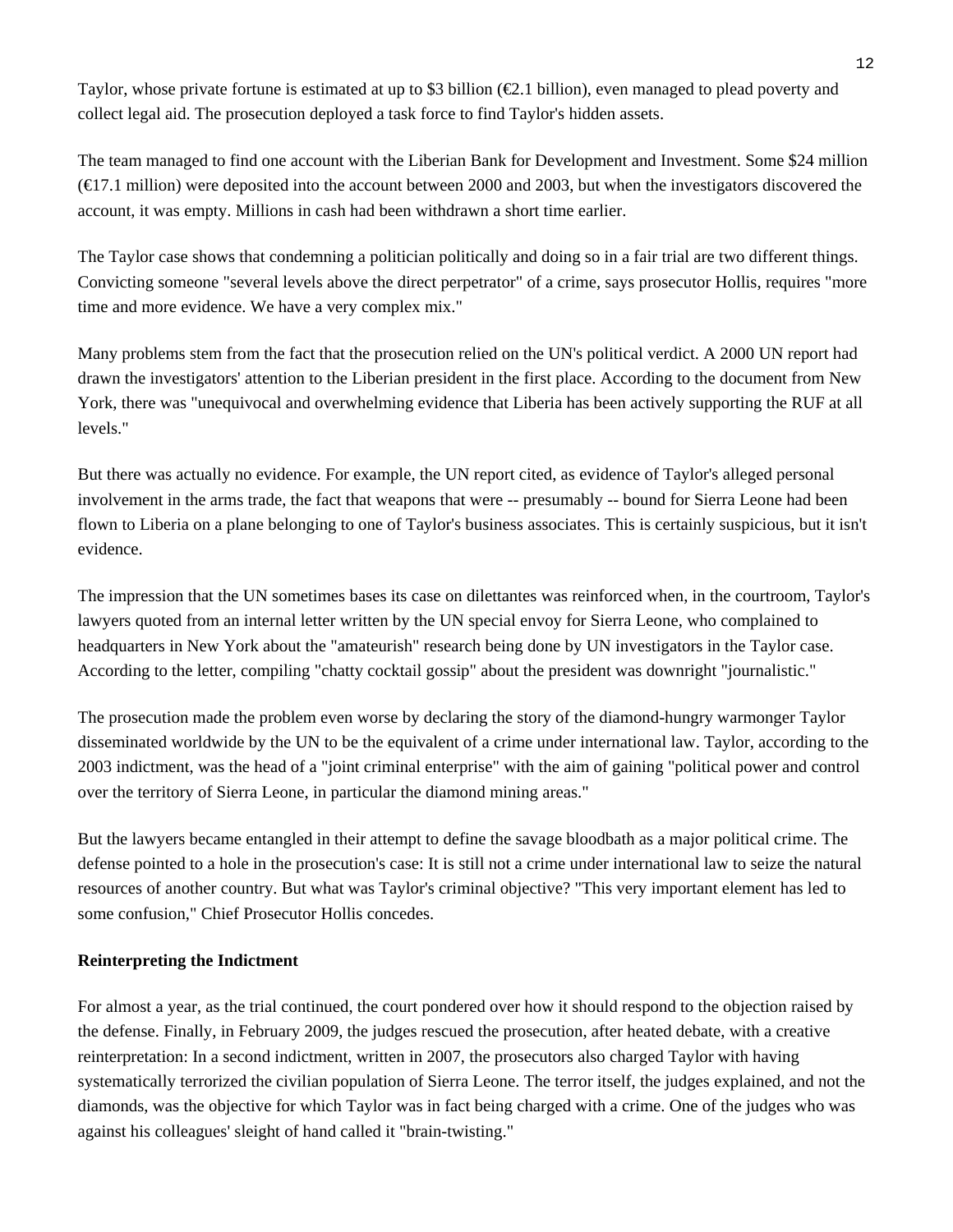Taylor, whose private fortune is estimated at up to $3 billion (€2.1 billion), even managed to plead poverty and collect legal aid. The prosecution deployed a task force to find Taylor's hidden assets.

The team managed to find one account with the Liberian Bank for Development and Investment. Some $24 million (€17.1 million) were deposited into the account between 2000 and 2003, but when the investigators discovered the account, it was empty. Millions in cash had been withdrawn a short time earlier.

The Taylor case shows that condemning a politician politically and doing so in a fair trial are two different things. Convicting someone "several levels above the direct perpetrator" of a crime, says prosecutor Hollis, requires "more time and more evidence. We have a very complex mix."

Many problems stem from the fact that the prosecution relied on the UN's political verdict. A 2000 UN report had drawn the investigators' attention to the Liberian president in the first place. According to the document from New York, there was "unequivocal and overwhelming evidence that Liberia has been actively supporting the RUF at all levels."

But there was actually no evidence. For example, the UN report cited, as evidence of Taylor's alleged personal involvement in the arms trade, the fact that weapons that were -- presumably -- bound for Sierra Leone had been flown to Liberia on a plane belonging to one of Taylor's business associates. This is certainly suspicious, but it isn't evidence.

The impression that the UN sometimes bases its case on dilettantes was reinforced when, in the courtroom, Taylor's lawyers quoted from an internal letter written by the UN special envoy for Sierra Leone, who complained to headquarters in New York about the "amateurish" research being done by UN investigators in the Taylor case. According to the letter, compiling "chatty cocktail gossip" about the president was downright "journalistic."

The prosecution made the problem even worse by declaring the story of the diamond-hungry warmonger Taylor disseminated worldwide by the UN to be the equivalent of a crime under international law. Taylor, according to the 2003 indictment, was the head of a "joint criminal enterprise" with the aim of gaining "political power and control over the territory of Sierra Leone, in particular the diamond mining areas."

But the lawyers became entangled in their attempt to define the savage bloodbath as a major political crime. The defense pointed to a hole in the prosecution's case: It is still not a crime under international law to seize the natural resources of another country. But what was Taylor's criminal objective? "This very important element has led to some confusion," Chief Prosecutor Hollis concedes.

**Reinterpreting the Indictment**

For almost a year, as the trial continued, the court pondered over how it should respond to the objection raised by the defense. Finally, in February 2009, the judges rescued the prosecution, after heated debate, with a creative reinterpretation: In a second indictment, written in 2007, the prosecutors also charged Taylor with having systematically terrorized the civilian population of Sierra Leone. The terror itself, the judges explained, and not the diamonds, was the objective for which Taylor was in fact being charged with a crime. One of the judges who was against his colleagues' sleight of hand called it "brain-twisting."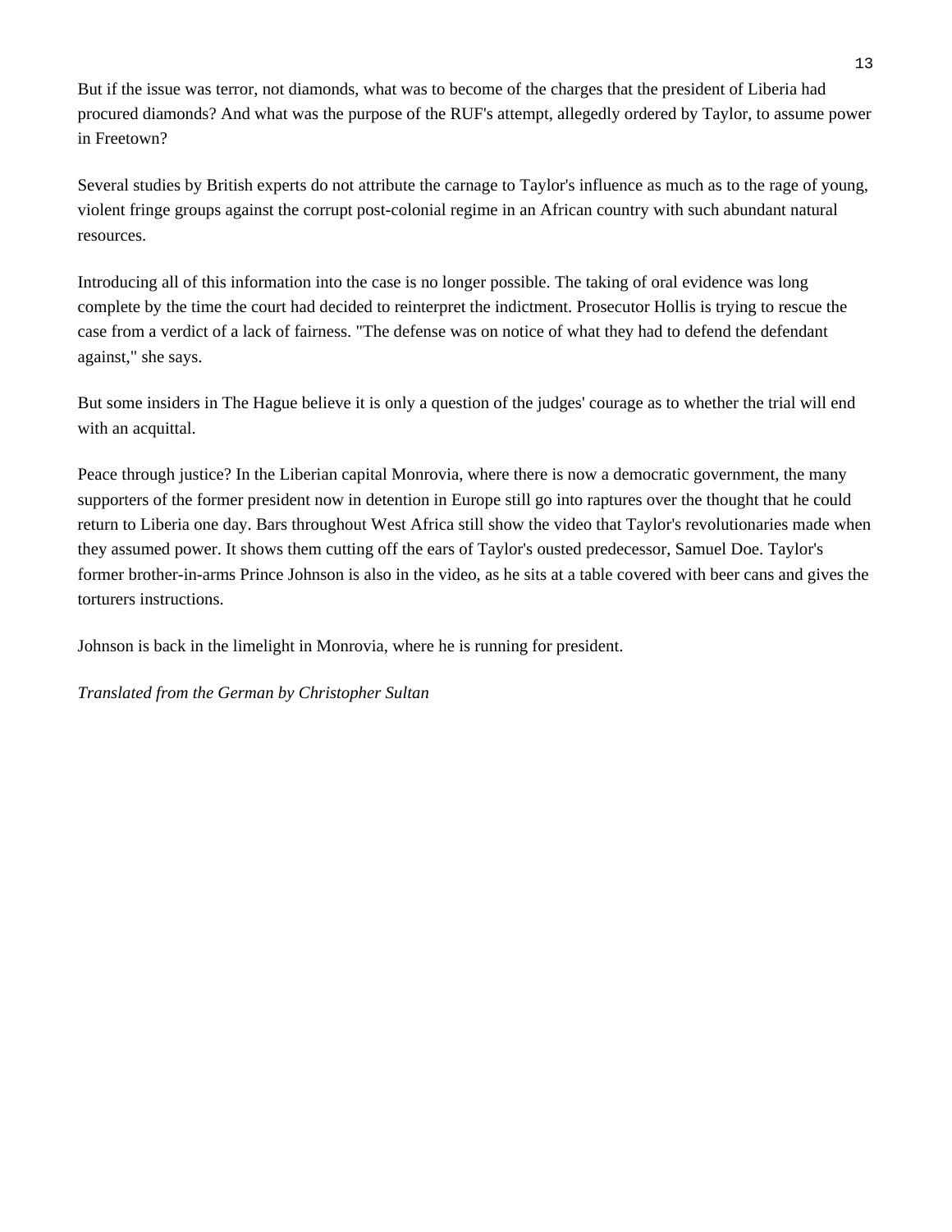But if the issue was terror, not diamonds, what was to become of the charges that the president of Liberia had procured diamonds? And what was the purpose of the RUF's attempt, allegedly ordered by Taylor, to assume power in Freetown?

Several studies by British experts do not attribute the carnage to Taylor's influence as much as to the rage of young, violent fringe groups against the corrupt post-colonial regime in an African country with such abundant natural resources.

Introducing all of this information into the case is no longer possible. The taking of oral evidence was long complete by the time the court had decided to reinterpret the indictment. Prosecutor Hollis is trying to rescue the case from a verdict of a lack of fairness. "The defense was on notice of what they had to defend the defendant against," she says.

But some insiders in The Hague believe it is only a question of the judges' courage as to whether the trial will end with an acquittal.

Peace through justice? In the Liberian capital Monrovia, where there is now a democratic government, the many supporters of the former president now in detention in Europe still go into raptures over the thought that he could return to Liberia one day. Bars throughout West Africa still show the video that Taylor's revolutionaries made when they assumed power. It shows them cutting off the ears of Taylor's ousted predecessor, Samuel Doe. Taylor's former brother-in-arms Prince Johnson is also in the video, as he sits at a table covered with beer cans and gives the torturers instructions.

Johnson is back in the limelight in Monrovia, where he is running for president.

*Translated from the German by Christopher Sultan*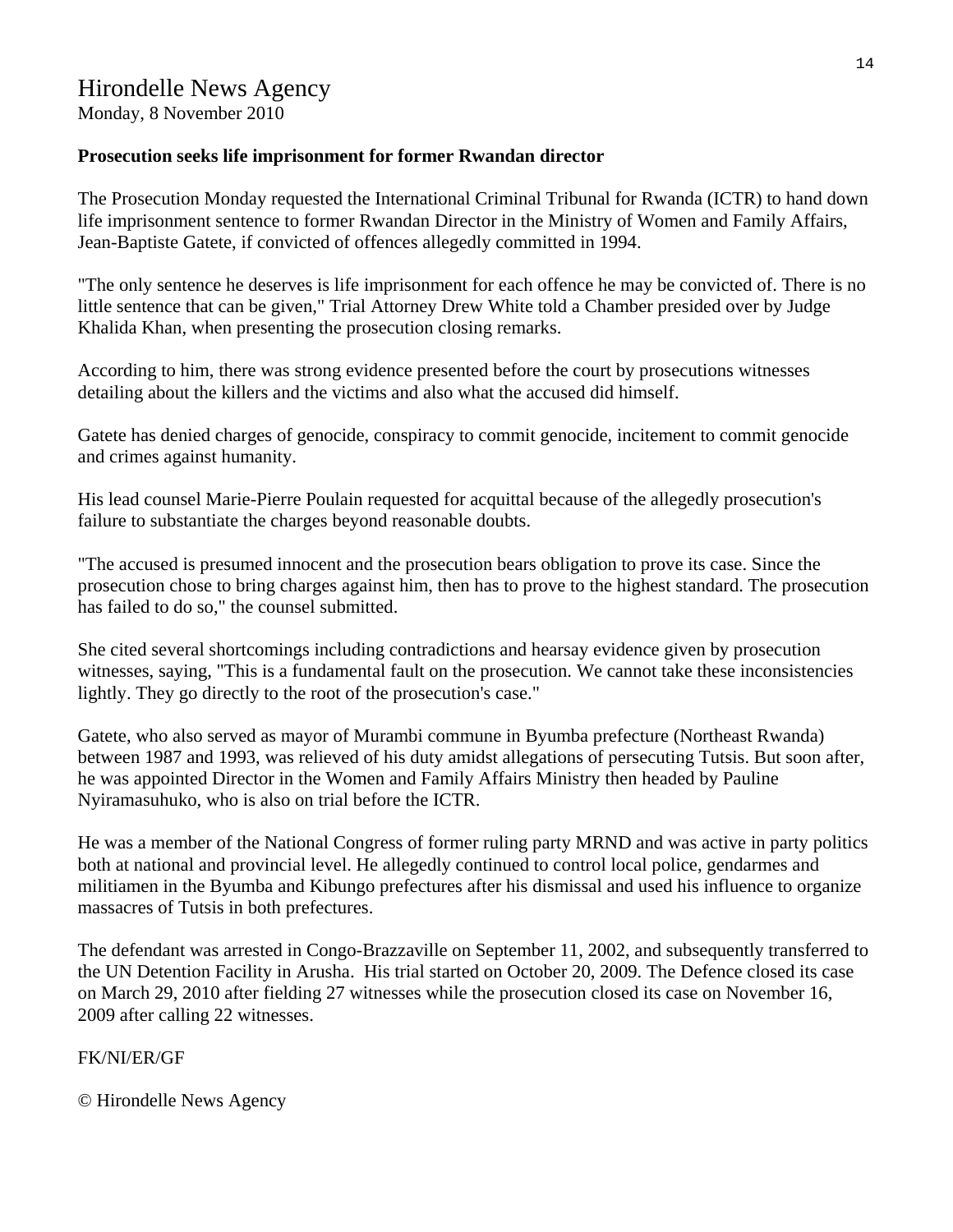# Hirondelle News Agency

Monday, 8 November 2010

**Prosecution seeks life imprisonment for former Rwandan director**

The Prosecution Monday requested the International Criminal Tribunal for Rwanda (ICTR) to hand down life imprisonment sentence to former Rwandan Director in the Ministry of Women and Family Affairs, Jean-Baptiste Gatete, if convicted of offences allegedly committed in 1994.

"The only sentence he deserves is life imprisonment for each offence he may be convicted of. There is no little sentence that can be given," Trial Attorney Drew White told a Chamber presided over by Judge Khalida Khan, when presenting the prosecution closing remarks.

According to him, there was strong evidence presented before the court by prosecutions witnesses detailing about the killers and the victims and also what the accused did himself.

Gatete has denied charges of genocide, conspiracy to commit genocide, incitement to commit genocide and crimes against humanity.

His lead counsel Marie-Pierre Poulain requested for acquittal because of the allegedly prosecution's failure to substantiate the charges beyond reasonable doubts.

"The accused is presumed innocent and the prosecution bears obligation to prove its case. Since the prosecution chose to bring charges against him, then has to prove to the highest standard. The prosecution has failed to do so," the counsel submitted.

She cited several shortcomings including contradictions and hearsay evidence given by prosecution witnesses, saying, "This is a fundamental fault on the prosecution. We cannot take these inconsistencies lightly. They go directly to the root of the prosecution's case."

Gatete, who also served as mayor of Murambi commune in Byumba prefecture (Northeast Rwanda) between 1987 and 1993, was relieved of his duty amidst allegations of persecuting Tutsis. But soon after, he was appointed Director in the Women and Family Affairs Ministry then headed by Pauline Nyiramasuhuko, who is also on trial before the ICTR.

He was a member of the National Congress of former ruling party MRND and was active in party politics both at national and provincial level. He allegedly continued to control local police, gendarmes and militiamen in the Byumba and Kibungo prefectures after his dismissal and used his influence to organize massacres of Tutsis in both prefectures.

The defendant was arrested in Congo-Brazzaville on September 11, 2002, and subsequently transferred to the UN Detention Facility in Arusha. His trial started on October 20, 2009. The Defence closed its case on March 29, 2010 after fielding 27 witnesses while the prosecution closed its case on November 16, 2009 after calling 22 witnesses.

FK/NI/ER/GF

© Hirondelle News Agency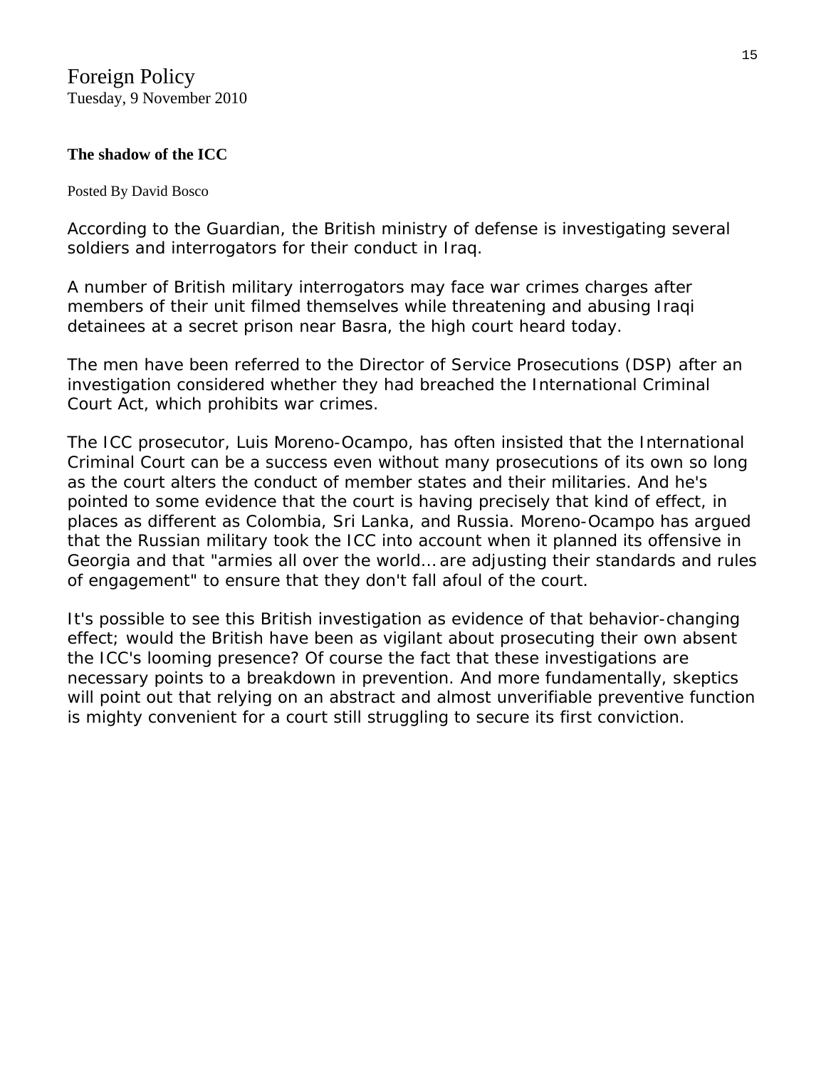Foreign Policy
Tuesday, 9 November 2010

**The shadow of the ICC**

Posted By David Bosco

According to the Guardian, the British ministry of defense is investigating several soldiers and interrogators for their conduct in Iraq.

A number of British military interrogators may face war crimes charges after members of their unit filmed themselves while threatening and abusing Iraqi detainees at a secret prison near Basra, the high court heard today.

The men have been referred to the Director of Service Prosecutions (DSP) after an investigation considered whether they had breached the International Criminal Court Act, which prohibits war crimes.

The ICC prosecutor, Luis Moreno-Ocampo, has often insisted that the International Criminal Court can be a success even without many prosecutions of its own so long as the court alters the conduct of member states and their militaries. And he's pointed to some evidence that the court is having precisely that kind of effect, in places as different as Colombia, Sri Lanka, and Russia. Moreno-Ocampo has argued that the Russian military took the ICC into account when it planned its offensive in Georgia and that "armies all over the world... are adjusting their standards and rules of engagement" to ensure that they don't fall afoul of the court.

It's possible to see this British investigation as evidence of that behavior-changing effect; would the British have been as vigilant about prosecuting their own absent the ICC's looming presence? Of course the fact that these investigations are necessary points to a breakdown in prevention. And more fundamentally, skeptics will point out that relying on an abstract and almost unverifiable preventive function is mighty convenient for a court still struggling to secure its first conviction.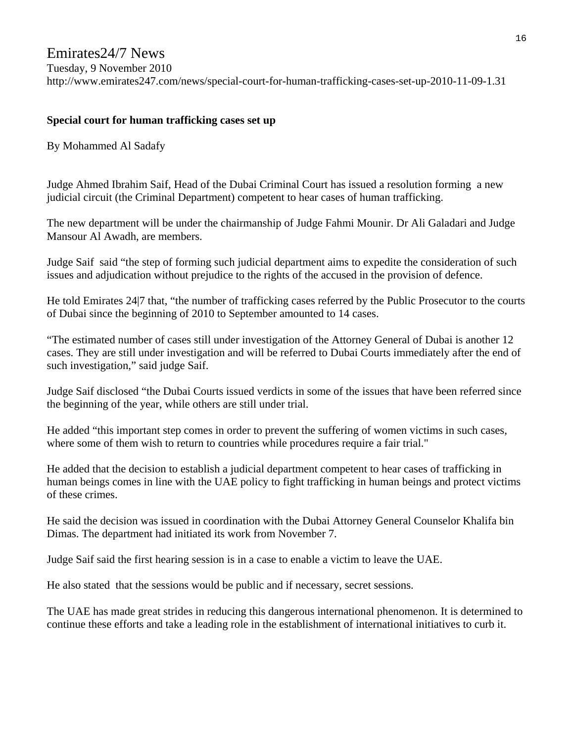Emirates24/7 News
Tuesday, 9 November 2010
http://www.emirates247.com/news/special-court-for-human-trafficking-cases-set-up-2010-11-09-1.31

**Special court for human trafficking cases set up**

By Mohammed Al Sadafy

Judge Ahmed Ibrahim Saif, Head of the Dubai Criminal Court has issued a resolution forming a new judicial circuit (the Criminal Department) competent to hear cases of human trafficking.

The new department will be under the chairmanship of Judge Fahmi Mounir. Dr Ali Galadari and Judge Mansour Al Awadh, are members.

Judge Saif said "the step of forming such judicial department aims to expedite the consideration of such issues and adjudication without prejudice to the rights of the accused in the provision of defence.

He told Emirates 24|7 that, "the number of trafficking cases referred by the Public Prosecutor to the courts of Dubai since the beginning of 2010 to September amounted to 14 cases.

"The estimated number of cases still under investigation of the Attorney General of Dubai is another 12 cases. They are still under investigation and will be referred to Dubai Courts immediately after the end of such investigation," said judge Saif.

Judge Saif disclosed "the Dubai Courts issued verdicts in some of the issues that have been referred since the beginning of the year, while others are still under trial.

He added "this important step comes in order to prevent the suffering of women victims in such cases, where some of them wish to return to countries while procedures require a fair trial."

He added that the decision to establish a judicial department competent to hear cases of trafficking in human beings comes in line with the UAE policy to fight trafficking in human beings and protect victims of these crimes.

He said the decision was issued in coordination with the Dubai Attorney General Counselor Khalifa bin Dimas. The department had initiated its work from November 7.

Judge Saif said the first hearing session is in a case to enable a victim to leave the UAE.

He also stated that the sessions would be public and if necessary, secret sessions.

The UAE has made great strides in reducing this dangerous international phenomenon. It is determined to continue these efforts and take a leading role in the establishment of international initiatives to curb it.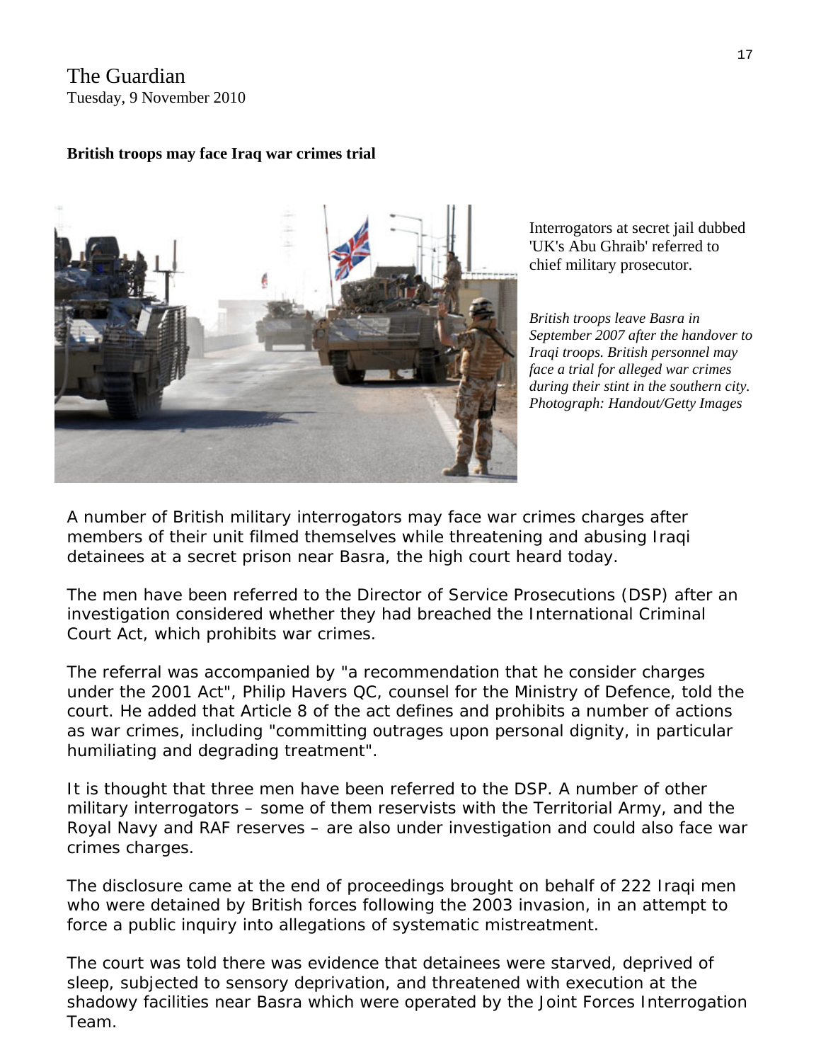The Guardian
Tuesday, 9 November 2010

**British troops may face Iraq war crimes trial**

Interrogators at secret jail dubbed 'UK's Abu Ghraib' referred to chief military prosecutor.

*British troops leave Basra in September 2007 after the handover to Iraqi troops. British personnel may face a trial for alleged war crimes during their stint in the southern city. Photograph: Handout/Getty Images*

A number of British military interrogators may face war crimes charges after members of their unit filmed themselves while threatening and abusing Iraqi detainees at a secret prison near Basra, the high court heard today.

The men have been referred to the Director of Service Prosecutions (DSP) after an investigation considered whether they had breached the International Criminal Court Act, which prohibits war crimes.

The referral was accompanied by "a recommendation that he consider charges under the 2001 Act", Philip Havers QC, counsel for the Ministry of Defence, told the court. He added that Article 8 of the act defines and prohibits a number of actions as war crimes, including "committing outrages upon personal dignity, in particular humiliating and degrading treatment".

It is thought that three men have been referred to the DSP. A number of other military interrogators – some of them reservists with the Territorial Army, and the Royal Navy and RAF reserves – are also under investigation and could also face war crimes charges.

The disclosure came at the end of proceedings brought on behalf of 222 Iraqi men who were detained by British forces following the 2003 invasion, in an attempt to force a public inquiry into allegations of systematic mistreatment.

The court was told there was evidence that detainees were starved, deprived of sleep, subjected to sensory deprivation, and threatened with execution at the shadowy facilities near Basra which were operated by the Joint Forces Interrogation Team.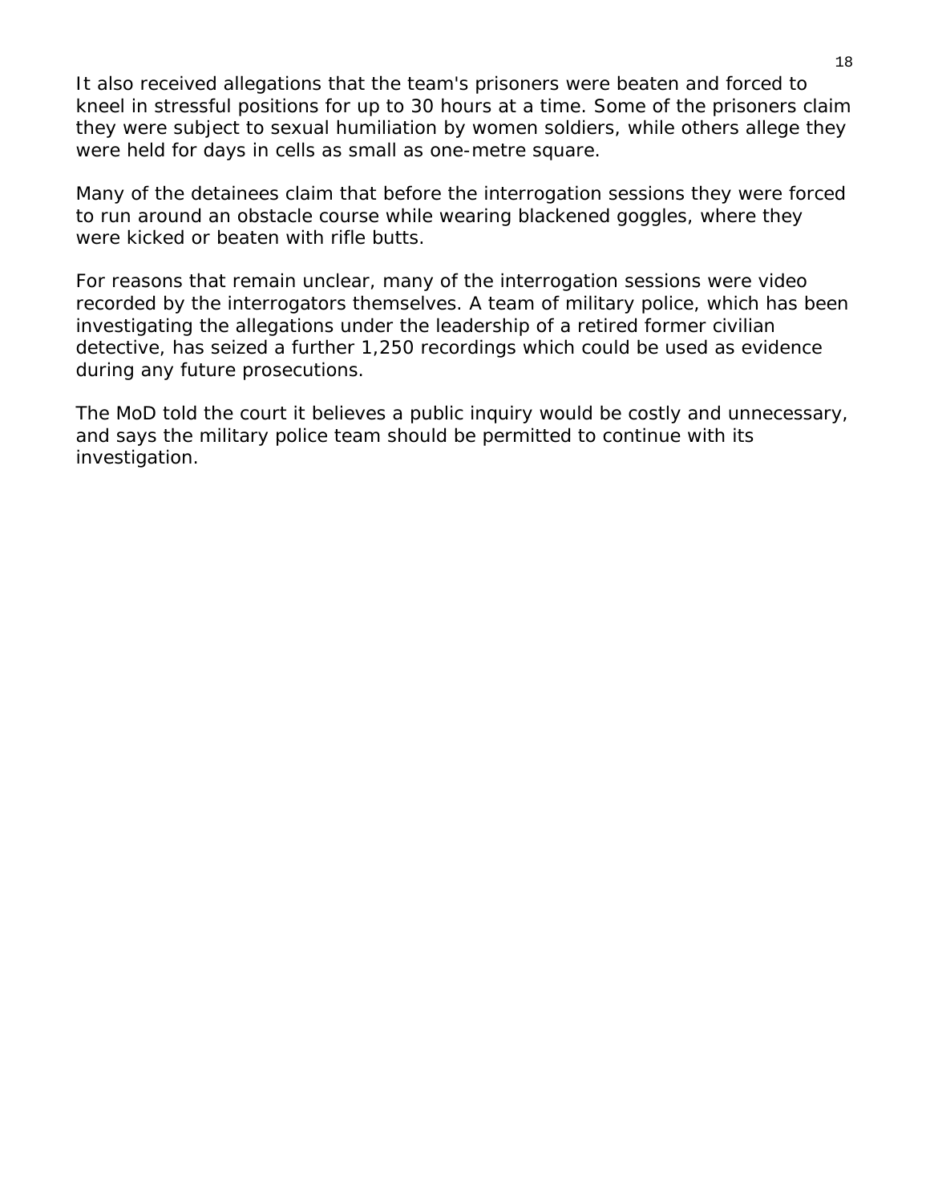It also received allegations that the team's prisoners were beaten and forced to kneel in stressful positions for up to 30 hours at a time. Some of the prisoners claim they were subject to sexual humiliation by women soldiers, while others allege they were held for days in cells as small as one-metre square.

Many of the detainees claim that before the interrogation sessions they were forced to run around an obstacle course while wearing blackened goggles, where they were kicked or beaten with rifle butts.

For reasons that remain unclear, many of the interrogation sessions were video recorded by the interrogators themselves. A team of military police, which has been investigating the allegations under the leadership of a retired former civilian detective, has seized a further 1,250 recordings which could be used as evidence during any future prosecutions.

The MoD told the court it believes a public inquiry would be costly and unnecessary, and says the military police team should be permitted to continue with its investigation.